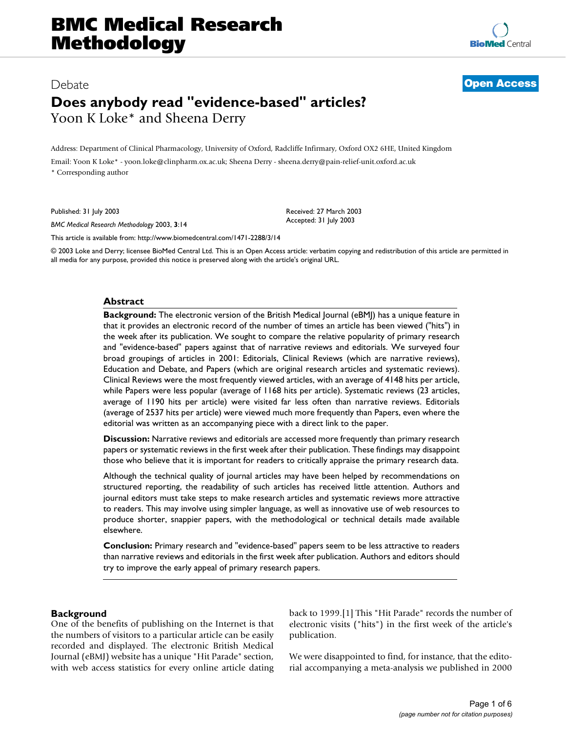# BMC Medical Research Methodology

Debate

**Open Access**

# Does anybody read "evidence-based" articles?

Yoon K Loke* and Sheena Derry

Address: Department of Clinical Pharmacology, University of Oxford, Radcliffe Infirmary, Oxford OX2 6HE, United Kingdom

Email: Yoon K Loke* - yoon.loke@clinpharm.ox.ac.uk; Sheena Derry - sheena.derry@pain-relief-unit.oxford.ac.uk

\* Corresponding author

Published: 31 July 2003

*BMC Medical Research Methodology* 2003, **3**:14

Received: 27 March 2003
Accepted: 31 July 2003

This article is available from: http://www.biomedcentral.com/1471-2288/3/14

© 2003 Loke and Derry; licensee BioMed Central Ltd. This is an Open Access article: verbatim copying and redistribution of this article are permitted in all media for any purpose, provided this notice is preserved along with the article's original URL.

## Abstract

**Background:** The electronic version of the British Medical Journal (eBMJ) has a unique feature in that it provides an electronic record of the number of times an article has been viewed ("hits") in the week after its publication. We sought to compare the relative popularity of primary research and "evidence-based" papers against that of narrative reviews and editorials. We surveyed four broad groupings of articles in 2001: Editorials, Clinical Reviews (which are narrative reviews), Education and Debate, and Papers (which are original research articles and systematic reviews). Clinical Reviews were the most frequently viewed articles, with an average of 4148 hits per article, while Papers were less popular (average of 1168 hits per article). Systematic reviews (23 articles, average of 1190 hits per article) were visited far less often than narrative reviews. Editorials (average of 2537 hits per article) were viewed much more frequently than Papers, even where the editorial was written as an accompanying piece with a direct link to the paper.

**Discussion:** Narrative reviews and editorials are accessed more frequently than primary research papers or systematic reviews in the first week after their publication. These findings may disappoint those who believe that it is important for readers to critically appraise the primary research data.

Although the technical quality of journal articles may have been helped by recommendations on structured reporting, the readability of such articles has received little attention. Authors and journal editors must take steps to make research articles and systematic reviews more attractive to readers. This may involve using simpler language, as well as innovative use of web resources to produce shorter, snappier papers, with the methodological or technical details made available elsewhere.

**Conclusion:** Primary research and "evidence-based" papers seem to be less attractive to readers than narrative reviews and editorials in the first week after publication. Authors and editors should try to improve the early appeal of primary research papers.

## Background

One of the benefits of publishing on the Internet is that the numbers of visitors to a particular article can be easily recorded and displayed. The electronic British Medical Journal (eBMJ) website has a unique "Hit Parade" section, with web access statistics for every online article dating back to 1999.[1] This "Hit Parade" records the number of electronic visits ("hits") in the first week of the article's publication.

We were disappointed to find, for instance, that the editorial accompanying a meta-analysis we published in 2000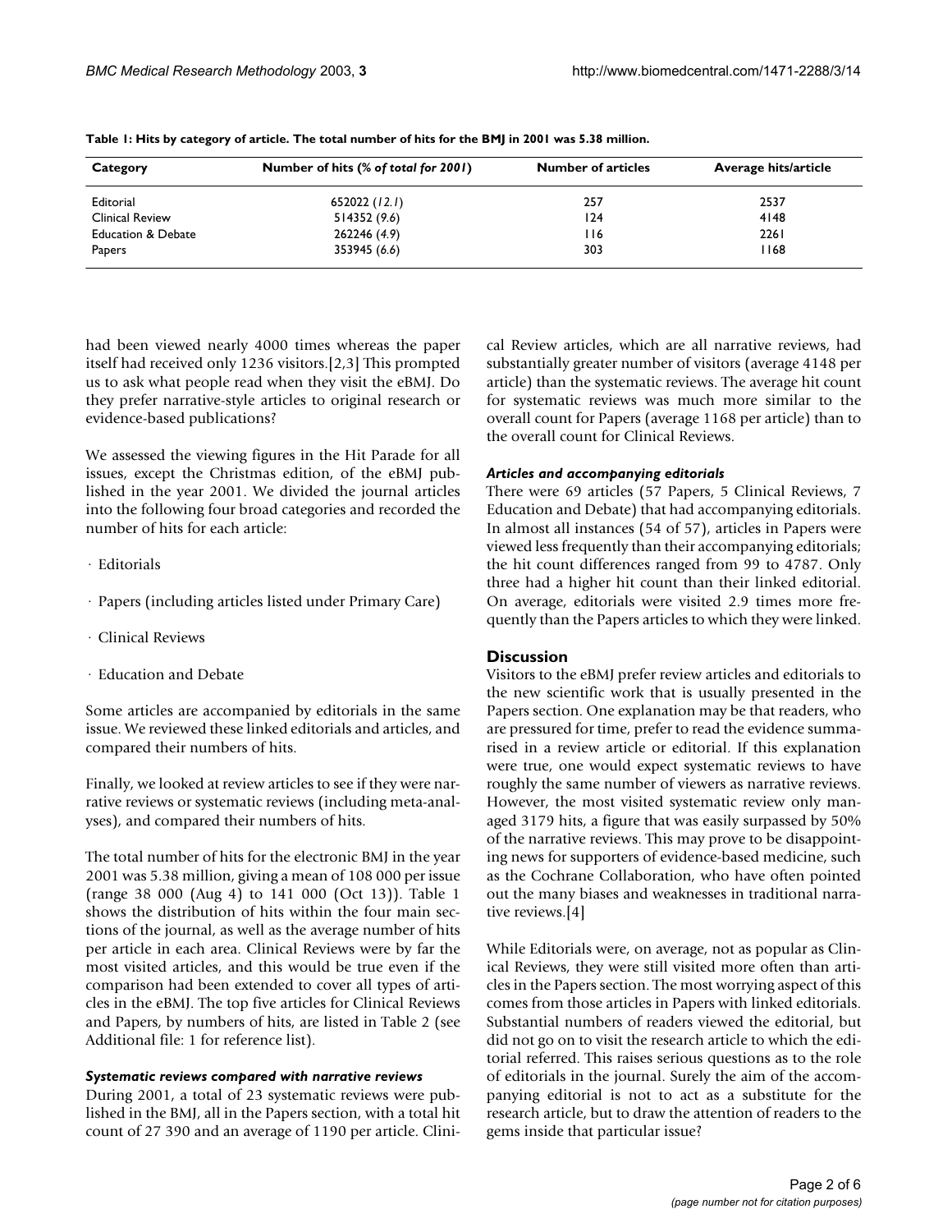**Table 1: Hits by category of article. The total number of hits for the BMJ in 2001 was 5.38 million.**

| Category | Number of hits (% *of total for 2001*) | Number of articles | Average hits/article |
| --- | --- | --- | --- |
| Editorial | 652022 (*12.1*) | 257 | 2537 |
| Clinical Review | 514352 (9.6) | 124 | 4148 |
| Education & Debate | 262246 (*4.9*) | 116 | 2261 |
| Papers | 353945 (*6.6*) | 303 | 1168 |

had been viewed nearly 4000 times whereas the paper itself had received only 1236 visitors.[2,3] This prompted us to ask what people read when they visit the eBMJ. Do they prefer narrative-style articles to original research or evidence-based publications?

We assessed the viewing figures in the Hit Parade for all issues, except the Christmas edition, of the eBMJ published in the year 2001. We divided the journal articles into the following four broad categories and recorded the number of hits for each article:

· Editorials

· Papers (including articles listed under Primary Care)

· Clinical Reviews

· Education and Debate

Some articles are accompanied by editorials in the same issue. We reviewed these linked editorials and articles, and compared their numbers of hits.

Finally, we looked at review articles to see if they were narrative reviews or systematic reviews (including meta-analyses), and compared their numbers of hits.

The total number of hits for the electronic BMJ in the year 2001 was 5.38 million, giving a mean of 108 000 per issue (range 38 000 (Aug 4) to 141 000 (Oct 13)). Table 1 shows the distribution of hits within the four main sections of the journal, as well as the average number of hits per article in each area. Clinical Reviews were by far the most visited articles, and this would be true even if the comparison had been extended to cover all types of articles in the eBMJ. The top five articles for Clinical Reviews and Papers, by numbers of hits, are listed in Table 2 (see Additional file: 1 for reference list).

#### *Systematic reviews compared with narrative reviews*

During 2001, a total of 23 systematic reviews were published in the BMJ, all in the Papers section, with a total hit count of 27 390 and an average of 1190 per article. Clinical Review articles, which are all narrative reviews, had substantially greater number of visitors (average 4148 per article) than the systematic reviews. The average hit count for systematic reviews was much more similar to the overall count for Papers (average 1168 per article) than to the overall count for Clinical Reviews.

#### *Articles and accompanying editorials*

There were 69 articles (57 Papers, 5 Clinical Reviews, 7 Education and Debate) that had accompanying editorials. In almost all instances (54 of 57), articles in Papers were viewed less frequently than their accompanying editorials; the hit count differences ranged from 99 to 4787. Only three had a higher hit count than their linked editorial. On average, editorials were visited 2.9 times more frequently than the Papers articles to which they were linked.

## Discussion

Visitors to the eBMJ prefer review articles and editorials to the new scientific work that is usually presented in the Papers section. One explanation may be that readers, who are pressured for time, prefer to read the evidence summarised in a review article or editorial. If this explanation were true, one would expect systematic reviews to have roughly the same number of viewers as narrative reviews. However, the most visited systematic review only managed 3179 hits, a figure that was easily surpassed by 50% of the narrative reviews. This may prove to be disappointing news for supporters of evidence-based medicine, such as the Cochrane Collaboration, who have often pointed out the many biases and weaknesses in traditional narrative reviews.[4]

While Editorials were, on average, not as popular as Clinical Reviews, they were still visited more often than articles in the Papers section. The most worrying aspect of this comes from those articles in Papers with linked editorials. Substantial numbers of readers viewed the editorial, but did not go on to visit the research article to which the editorial referred. This raises serious questions as to the role of editorials in the journal. Surely the aim of the accompanying editorial is not to act as a substitute for the research article, but to draw the attention of readers to the gems inside that particular issue?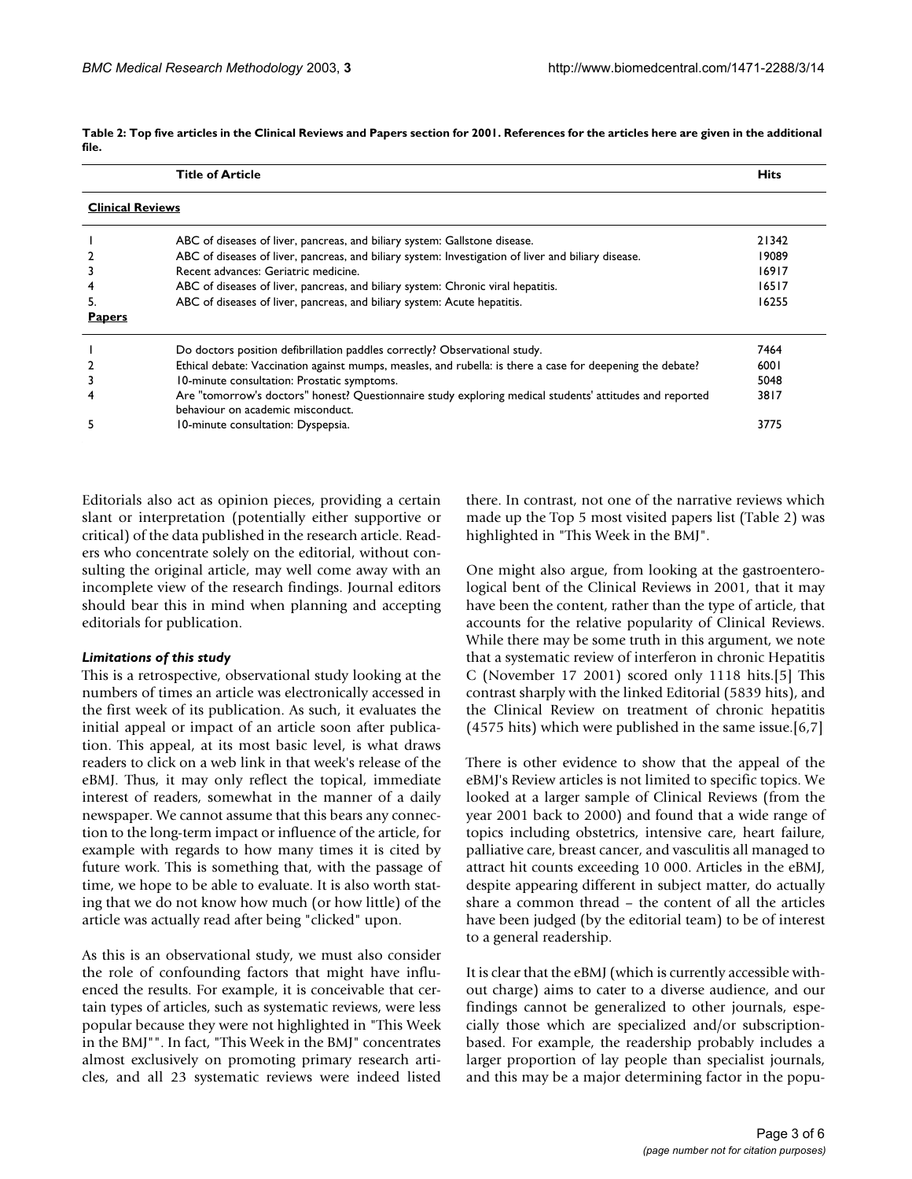**Table 2: Top five articles in the Clinical Reviews and Papers section for 2001. References for the articles here are given in the additional file.**

| | Title of Article | Hits |
|---|---|---|
| **Clinical Reviews** | | |
| 1 | ABC of diseases of liver, pancreas, and biliary system: Gallstone disease. | 21342 |
| 2 | ABC of diseases of liver, pancreas, and biliary system: Investigation of liver and biliary disease. | 19089 |
| 3 | Recent advances: Geriatric medicine. | 16917 |
| 4 | ABC of diseases of liver, pancreas, and biliary system: Chronic viral hepatitis. | 16517 |
| 5. | ABC of diseases of liver, pancreas, and biliary system: Acute hepatitis. | 16255 |
| **Papers** | | |
| 1 | Do doctors position defibrillation paddles correctly? Observational study. | 7464 |
| 2 | Ethical debate: Vaccination against mumps, measles, and rubella: is there a case for deepening the debate? | 6001 |
| 3 | 10-minute consultation: Prostatic symptoms. | 5048 |
| 4 | Are "tomorrow's doctors" honest? Questionnaire study exploring medical students' attitudes and reported behaviour on academic misconduct. | 3817 |
| 5 | 10-minute consultation: Dyspepsia. | 3775 |

Editorials also act as opinion pieces, providing a certain slant or interpretation (potentially either supportive or critical) of the data published in the research article. Readers who concentrate solely on the editorial, without consulting the original article, may well come away with an incomplete view of the research findings. Journal editors should bear this in mind when planning and accepting editorials for publication.

### *Limitations of this study*

This is a retrospective, observational study looking at the numbers of times an article was electronically accessed in the first week of its publication. As such, it evaluates the initial appeal or impact of an article soon after publication. This appeal, at its most basic level, is what draws readers to click on a web link in that week's release of the eBMJ. Thus, it may only reflect the topical, immediate interest of readers, somewhat in the manner of a daily newspaper. We cannot assume that this bears any connection to the long-term impact or influence of the article, for example with regards to how many times it is cited by future work. This is something that, with the passage of time, we hope to be able to evaluate. It is also worth stating that we do not know how much (or how little) of the article was actually read after being "clicked" upon.

As this is an observational study, we must also consider the role of confounding factors that might have influenced the results. For example, it is conceivable that certain types of articles, such as systematic reviews, were less popular because they were not highlighted in "This Week in the BMJ"". In fact, "This Week in the BMJ" concentrates almost exclusively on promoting primary research articles, and all 23 systematic reviews were indeed listed there. In contrast, not one of the narrative reviews which made up the Top 5 most visited papers list (Table 2) was highlighted in "This Week in the BMJ".

One might also argue, from looking at the gastroenterological bent of the Clinical Reviews in 2001, that it may have been the content, rather than the type of article, that accounts for the relative popularity of Clinical Reviews. While there may be some truth in this argument, we note that a systematic review of interferon in chronic Hepatitis C (November 17 2001) scored only 1118 hits.[5] This contrast sharply with the linked Editorial (5839 hits), and the Clinical Review on treatment of chronic hepatitis (4575 hits) which were published in the same issue.[6,7]

There is other evidence to show that the appeal of the eBMJ's Review articles is not limited to specific topics. We looked at a larger sample of Clinical Reviews (from the year 2001 back to 2000) and found that a wide range of topics including obstetrics, intensive care, heart failure, palliative care, breast cancer, and vasculitis all managed to attract hit counts exceeding 10 000. Articles in the eBMJ, despite appearing different in subject matter, do actually share a common thread – the content of all the articles have been judged (by the editorial team) to be of interest to a general readership.

It is clear that the eBMJ (which is currently accessible without charge) aims to cater to a diverse audience, and our findings cannot be generalized to other journals, especially those which are specialized and/or subscription-based. For example, the readership probably includes a larger proportion of lay people than specialist journals, and this may be a major determining factor in the popu-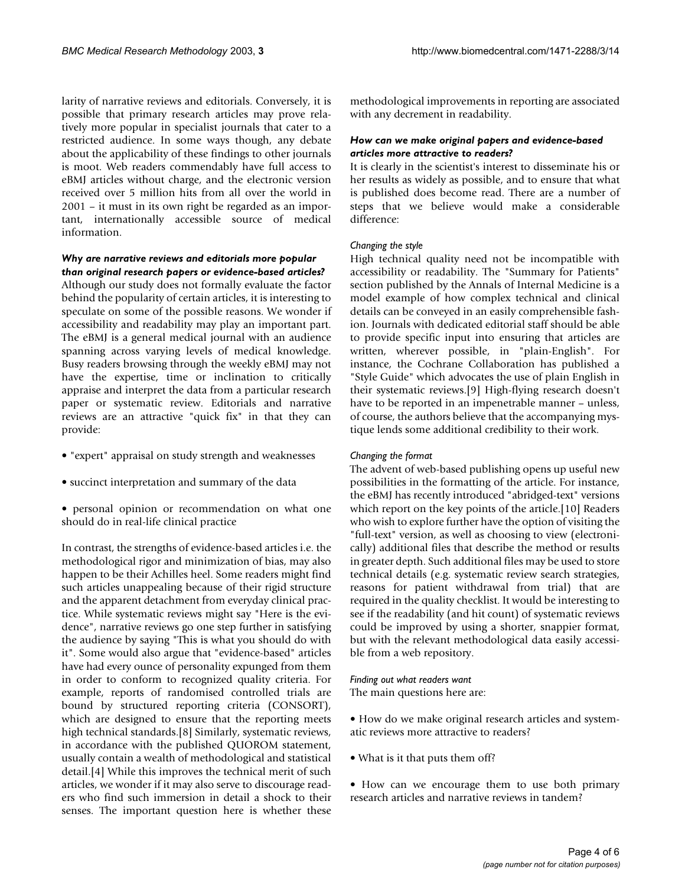larity of narrative reviews and editorials. Conversely, it is possible that primary research articles may prove relatively more popular in specialist journals that cater to a restricted audience. In some ways though, any debate about the applicability of these findings to other journals is moot. Web readers commendably have full access to eBMJ articles without charge, and the electronic version received over 5 million hits from all over the world in 2001 – it must in its own right be regarded as an important, internationally accessible source of medical information.

### *Why are narrative reviews and editorials more popular than original research papers or evidence-based articles?*

Although our study does not formally evaluate the factor behind the popularity of certain articles, it is interesting to speculate on some of the possible reasons. We wonder if accessibility and readability may play an important part. The eBMJ is a general medical journal with an audience spanning across varying levels of medical knowledge. Busy readers browsing through the weekly eBMJ may not have the expertise, time or inclination to critically appraise and interpret the data from a particular research paper or systematic review. Editorials and narrative reviews are an attractive "quick fix" in that they can provide:

- "expert" appraisal on study strength and weaknesses
- succinct interpretation and summary of the data
- personal opinion or recommendation on what one should do in real-life clinical practice

In contrast, the strengths of evidence-based articles i.e. the methodological rigor and minimization of bias, may also happen to be their Achilles heel. Some readers might find such articles unappealing because of their rigid structure and the apparent detachment from everyday clinical practice. While systematic reviews might say "Here is the evidence", narrative reviews go one step further in satisfying the audience by saying "This is what you should do with it". Some would also argue that "evidence-based" articles have had every ounce of personality expunged from them in order to conform to recognized quality criteria. For example, reports of randomised controlled trials are bound by structured reporting criteria (CONSORT), which are designed to ensure that the reporting meets high technical standards.[8] Similarly, systematic reviews, in accordance with the published QUOROM statement, usually contain a wealth of methodological and statistical detail.[4] While this improves the technical merit of such articles, we wonder if it may also serve to discourage readers who find such immersion in detail a shock to their senses. The important question here is whether these methodological improvements in reporting are associated with any decrement in readability.

### *How can we make original papers and evidence-based articles more attractive to readers?*

It is clearly in the scientist's interest to disseminate his or her results as widely as possible, and to ensure that what is published does become read. There are a number of steps that we believe would make a considerable difference:

#### *Changing the style*

High technical quality need not be incompatible with accessibility or readability. The "Summary for Patients" section published by the Annals of Internal Medicine is a model example of how complex technical and clinical details can be conveyed in an easily comprehensible fashion. Journals with dedicated editorial staff should be able to provide specific input into ensuring that articles are written, wherever possible, in "plain-English". For instance, the Cochrane Collaboration has published a "Style Guide" which advocates the use of plain English in their systematic reviews.[9] High-flying research doesn't have to be reported in an impenetrable manner – unless, of course, the authors believe that the accompanying mystique lends some additional credibility to their work.

#### *Changing the format*

The advent of web-based publishing opens up useful new possibilities in the formatting of the article. For instance, the eBMJ has recently introduced "abridged-text" versions which report on the key points of the article.[10] Readers who wish to explore further have the option of visiting the "full-text" version, as well as choosing to view (electronically) additional files that describe the method or results in greater depth. Such additional files may be used to store technical details (e.g. systematic review search strategies, reasons for patient withdrawal from trial) that are required in the quality checklist. It would be interesting to see if the readability (and hit count) of systematic reviews could be improved by using a shorter, snappier format, but with the relevant methodological data easily accessible from a web repository.

#### *Finding out what readers want*

The main questions here are:

- How do we make original research articles and systematic reviews more attractive to readers?
- What is it that puts them off?
- How can we encourage them to use both primary research articles and narrative reviews in tandem?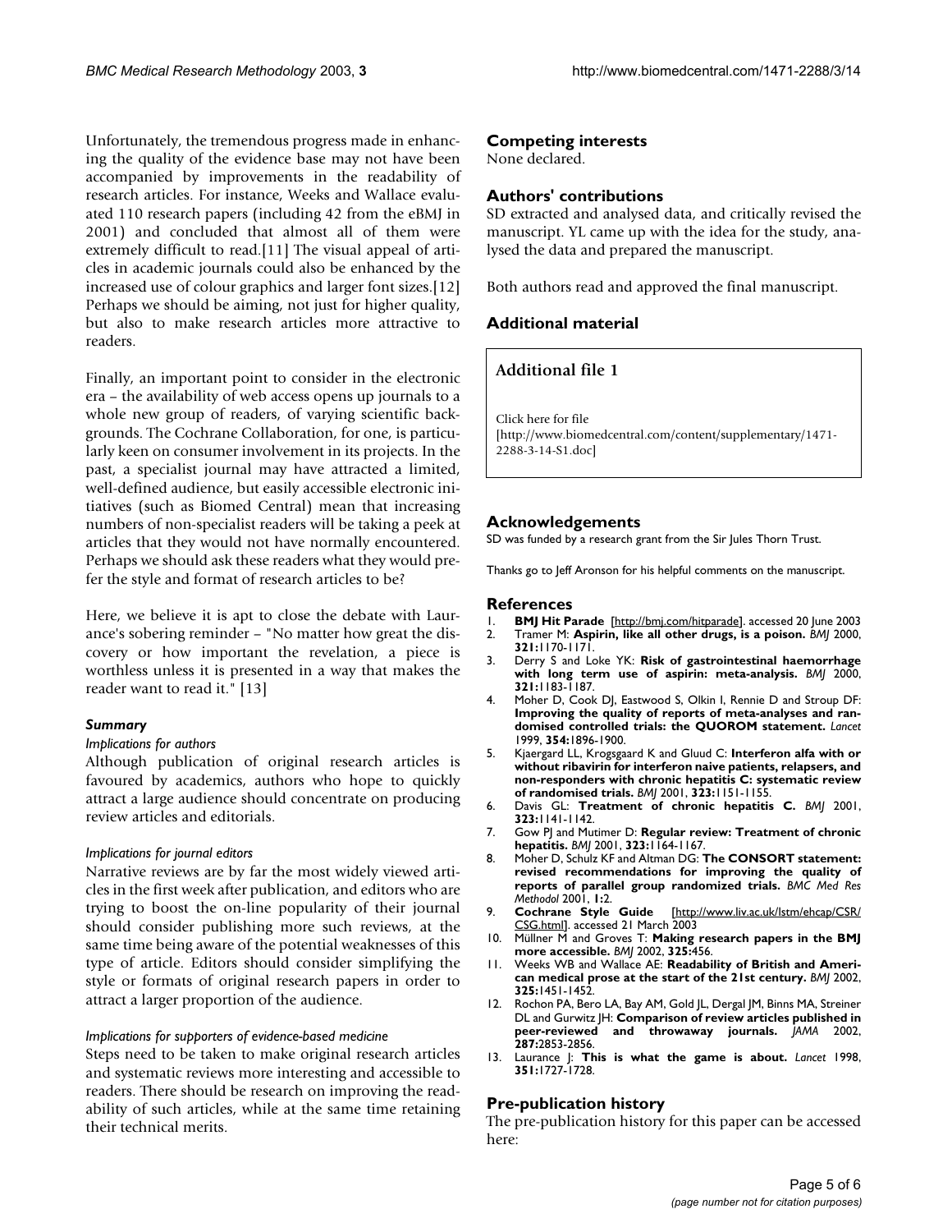Unfortunately, the tremendous progress made in enhancing the quality of the evidence base may not have been accompanied by improvements in the readability of research articles. For instance, Weeks and Wallace evaluated 110 research papers (including 42 from the eBMJ in 2001) and concluded that almost all of them were extremely difficult to read.[11] The visual appeal of articles in academic journals could also be enhanced by the increased use of colour graphics and larger font sizes.[12] Perhaps we should be aiming, not just for higher quality, but also to make research articles more attractive to readers.

Finally, an important point to consider in the electronic era – the availability of web access opens up journals to a whole new group of readers, of varying scientific backgrounds. The Cochrane Collaboration, for one, is particularly keen on consumer involvement in its projects. In the past, a specialist journal may have attracted a limited, well-defined audience, but easily accessible electronic initiatives (such as Biomed Central) mean that increasing numbers of non-specialist readers will be taking a peek at articles that they would not have normally encountered. Perhaps we should ask these readers what they would prefer the style and format of research articles to be?

Here, we believe it is apt to close the debate with Laurance's sobering reminder – "No matter how great the discovery or how important the revelation, a piece is worthless unless it is presented in a way that makes the reader want to read it." [13]

### *Summary*

*Implications for authors*

Although publication of original research articles is favoured by academics, authors who hope to quickly attract a large audience should concentrate on producing review articles and editorials.

*Implications for journal editors*

Narrative reviews are by far the most widely viewed articles in the first week after publication, and editors who are trying to boost the on-line popularity of their journal should consider publishing more such reviews, at the same time being aware of the potential weaknesses of this type of article. Editors should consider simplifying the style or formats of original research papers in order to attract a larger proportion of the audience.

*Implications for supporters of evidence-based medicine*

Steps need to be taken to make original research articles and systematic reviews more interesting and accessible to readers. There should be research on improving the readability of such articles, while at the same time retaining their technical merits.

## Competing interests

None declared.

## Authors' contributions

SD extracted and analysed data, and critically revised the manuscript. YL came up with the idea for the study, analysed the data and prepared the manuscript.

Both authors read and approved the final manuscript.

## Additional material

**Additional file 1**

Click here for file
[http://www.biomedcentral.com/content/supplementary/1471-2288-3-14-S1.doc]

## Acknowledgements

SD was funded by a research grant from the Sir Jules Thorn Trust.

Thanks go to Jeff Aronson for his helpful comments on the manuscript.

## References

1. **BMJ Hit Parade** [http://bmj.com/hitparade]. accessed 20 June 2003
2. Tramer M: **Aspirin, like all other drugs, is a poison.** *BMJ* 2000, **321:**1170-1171.
3. Derry S and Loke YK: **Risk of gastrointestinal haemorrhage with long term use of aspirin: meta-analysis.** *BMJ* 2000, **321:**1183-1187.
4. Moher D, Cook DJ, Eastwood S, Olkin I, Rennie D and Stroup DF: **Improving the quality of reports of meta-analyses and randomised controlled trials: the QUOROM statement.** *Lancet* 1999, **354:**1896-1900.
5. Kjaergard LL, Krogsgaard K and Gluud C: **Interferon alfa with or without ribavirin for interferon naive patients, relapsers, and non-responders with chronic hepatitis C: systematic review of randomised trials.** *BMJ* 2001, **323:**1151-1155.
6. Davis GL: **Treatment of chronic hepatitis C.** *BMJ* 2001, **323:**1141-1142.
7. Gow PJ and Mutimer D: **Regular review: Treatment of chronic hepatitis.** *BMJ* 2001, **323:**1164-1167.
8. Moher D, Schulz KF and Altman DG: **The CONSORT statement: revised recommendations for improving the quality of reports of parallel group randomized trials.** *BMC Med Res Methodol* 2001, **1:**2.
9. **Cochrane Style Guide** [http://www.liv.ac.uk/lstm/ehcap/CSR/CSG.html]. accessed 21 March 2003
10. Müllner M and Groves T: **Making research papers in the BMJ more accessible.** *BMJ* 2002, **325:**456.
11. Weeks WB and Wallace AE: **Readability of British and American medical prose at the start of the 21st century.** *BMJ* 2002, **325:**1451-1452.
12. Rochon PA, Bero LA, Bay AM, Gold JL, Dergal JM, Binns MA, Streiner DL and Gurwitz JH: **Comparison of review articles published in peer-reviewed and throwaway journals.** *JAMA* 2002, **287:**2853-2856.
13. Laurance J: **This is what the game is about.** *Lancet* 1998, **351:**1727-1728.

## Pre-publication history

The pre-publication history for this paper can be accessed here: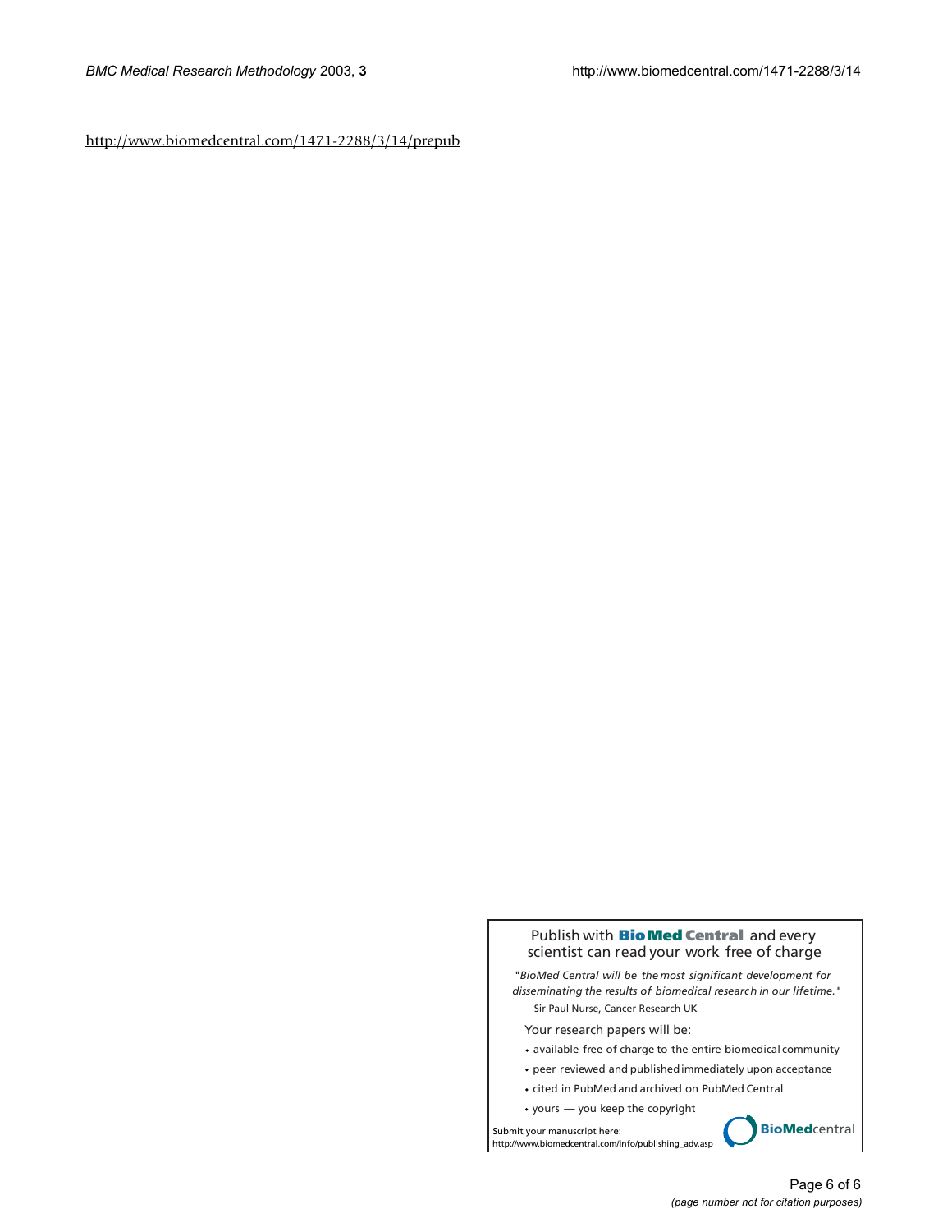http://www.biomedcentral.com/1471-2288/3/14/prepub

Publish with **BioMed Central** and every scientist can read your work free of charge

*"BioMed Central will be the most significant development for disseminating the results of biomedical research in our lifetime."*

Sir Paul Nurse, Cancer Research UK

Your research papers will be:

- available free of charge to the entire biomedical community
- peer reviewed and published immediately upon acceptance
- cited in PubMed and archived on PubMed Central
- yours — you keep the copyright

Submit your manuscript here:
http://www.biomedcentral.com/info/publishing_adv.asp

**BioMed**central